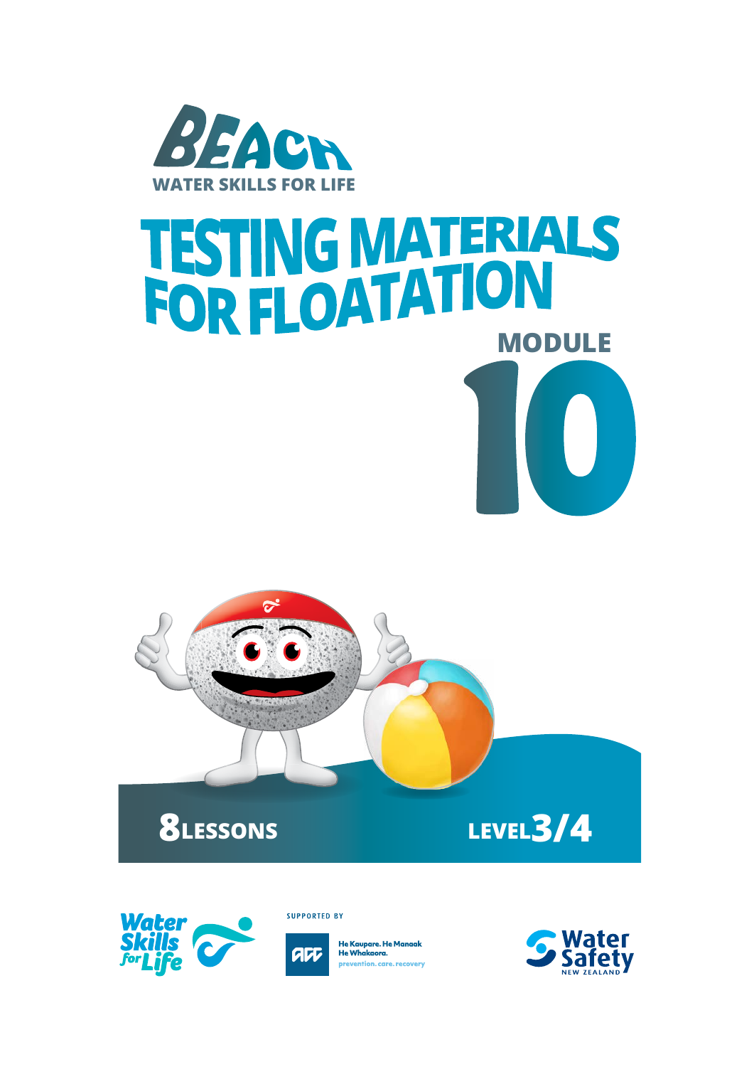BEACH

WATER SKILLS FOR LIFE

# TESTING MATERIALS FOR FLOATATION

## MODULE 10

**8 LESSONS**

**LEVEL 3/4**

Water Skills for Life

SUPPORTED BY

ACC

He Kaupare. He Manaak He Whakaora.

prevention. care. recovery

Water Safety NEW ZEALAND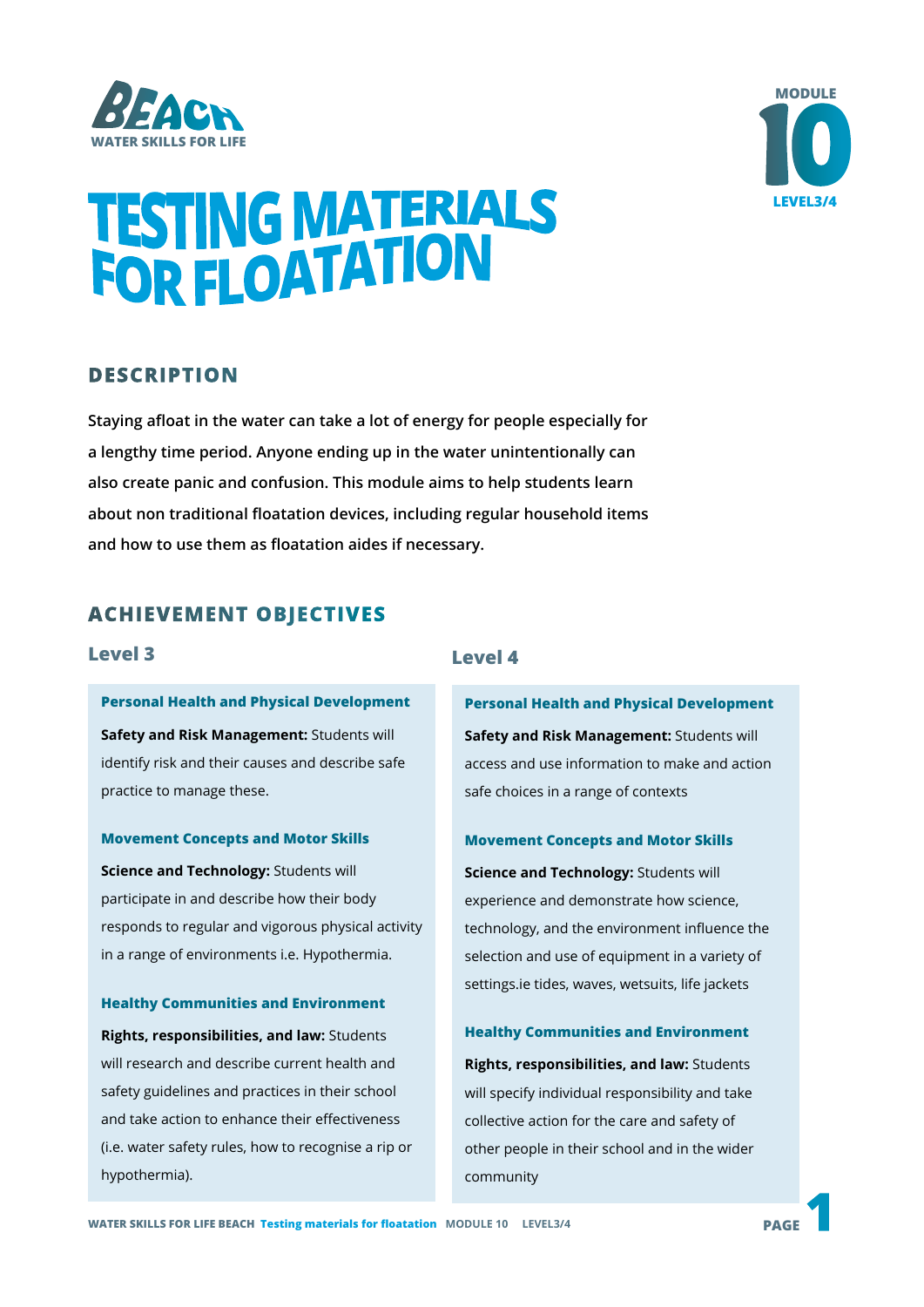BEACH
WATER SKILLS FOR LIFE

MODULE 10
LEVEL3/4

# TESTING MATERIALS FOR FLOATATION

## DESCRIPTION

**Staying afloat in the water can take a lot of energy for people especially for a lengthy time period. Anyone ending up in the water unintentionally can also create panic and confusion. This module aims to help students learn about non traditional floatation devices, including regular household items and how to use them as floatation aides if necessary.**

## ACHIEVEMENT OBJECTIVES

### Level 3

#### Personal Health and Physical Development

**Safety and Risk Management:** Students will identify risk and their causes and describe safe practice to manage these.

#### Movement Concepts and Motor Skills

**Science and Technology:** Students will participate in and describe how their body responds to regular and vigorous physical activity in a range of environments i.e. Hypothermia.

#### Healthy Communities and Environment

**Rights, responsibilities, and law:** Students will research and describe current health and safety guidelines and practices in their school and take action to enhance their effectiveness (i.e. water safety rules, how to recognise a rip or hypothermia).

### Level 4

#### Personal Health and Physical Development

**Safety and Risk Management:** Students will access and use information to make and action safe choices in a range of contexts

#### Movement Concepts and Motor Skills

**Science and Technology:** Students will experience and demonstrate how science, technology, and the environment influence the selection and use of equipment in a variety of settings.ie tides, waves, wetsuits, life jackets

#### Healthy Communities and Environment

**Rights, responsibilities, and law:** Students will specify individual responsibility and take collective action for the care and safety of other people in their school and in the wider community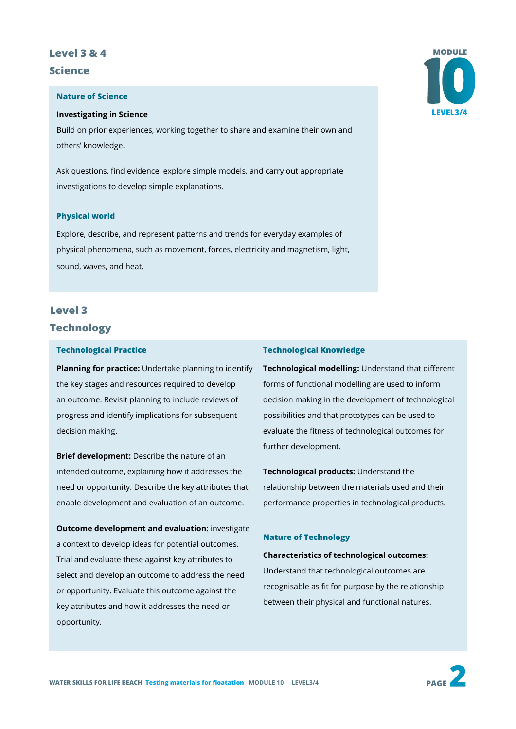## Level 3 & 4

## Science

### Nature of Science

**Investigating in Science**

Build on prior experiences, working together to share and examine their own and others' knowledge.

Ask questions, find evidence, explore simple models, and carry out appropriate investigations to develop simple explanations.

### Physical world

Explore, describe, and represent patterns and trends for everyday examples of physical phenomena, such as movement, forces, electricity and magnetism, light, sound, waves, and heat.

## Level 3

## Technology

### Technological Practice

**Planning for practice:** Undertake planning to identify the key stages and resources required to develop an outcome. Revisit planning to include reviews of progress and identify implications for subsequent decision making.

**Brief development:** Describe the nature of an intended outcome, explaining how it addresses the need or opportunity. Describe the key attributes that enable development and evaluation of an outcome.

**Outcome development and evaluation:** investigate a context to develop ideas for potential outcomes. Trial and evaluate these against key attributes to select and develop an outcome to address the need or opportunity. Evaluate this outcome against the key attributes and how it addresses the need or opportunity.

### Technological Knowledge

**Technological modelling:** Understand that different forms of functional modelling are used to inform decision making in the development of technological possibilities and that prototypes can be used to evaluate the fitness of technological outcomes for further development.

**Technological products:** Understand the relationship between the materials used and their performance properties in technological products.

### Nature of Technology

**Characteristics of technological outcomes:** Understand that technological outcomes are recognisable as fit for purpose by the relationship between their physical and functional natures.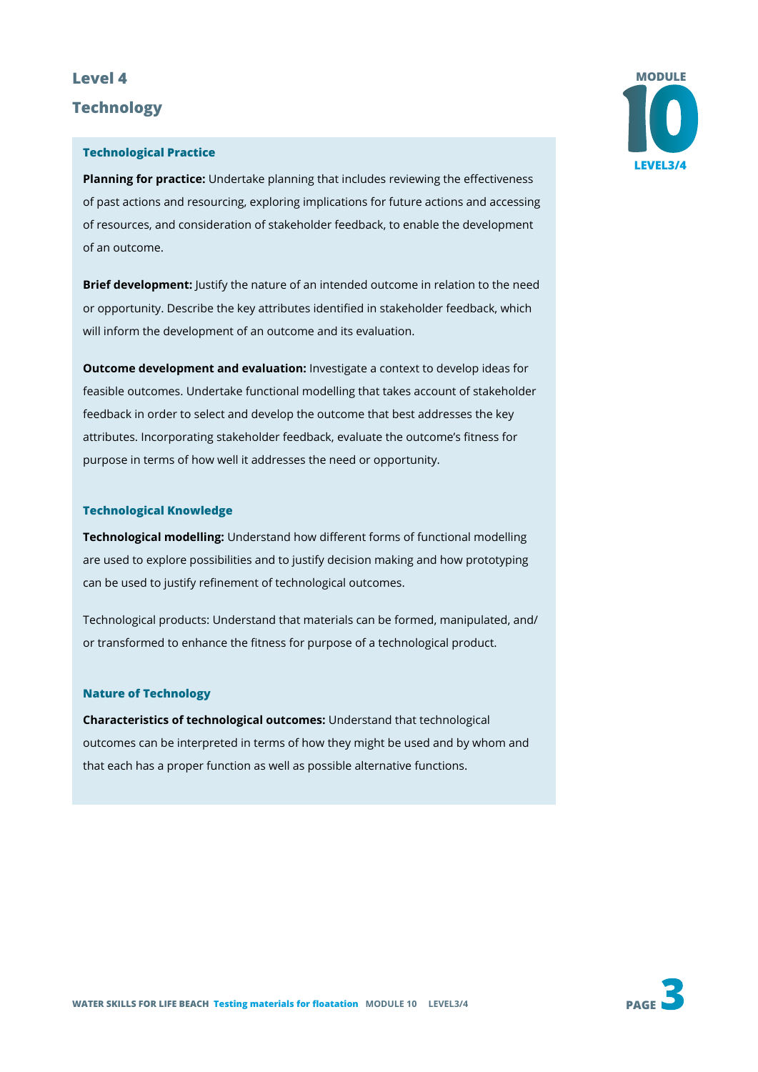## Level 4

## Technology

### Technological Practice

**Planning for practice:** Undertake planning that includes reviewing the effectiveness of past actions and resourcing, exploring implications for future actions and accessing of resources, and consideration of stakeholder feedback, to enable the development of an outcome.

**Brief development:** Justify the nature of an intended outcome in relation to the need or opportunity. Describe the key attributes identified in stakeholder feedback, which will inform the development of an outcome and its evaluation.

**Outcome development and evaluation:** Investigate a context to develop ideas for feasible outcomes. Undertake functional modelling that takes account of stakeholder feedback in order to select and develop the outcome that best addresses the key attributes. Incorporating stakeholder feedback, evaluate the outcome's fitness for purpose in terms of how well it addresses the need or opportunity.

### Technological Knowledge

**Technological modelling:** Understand how different forms of functional modelling are used to explore possibilities and to justify decision making and how prototyping can be used to justify refinement of technological outcomes.

Technological products: Understand that materials can be formed, manipulated, and/or transformed to enhance the fitness for purpose of a technological product.

### Nature of Technology

**Characteristics of technological outcomes:** Understand that technological outcomes can be interpreted in terms of how they might be used and by whom and that each has a proper function as well as possible alternative functions.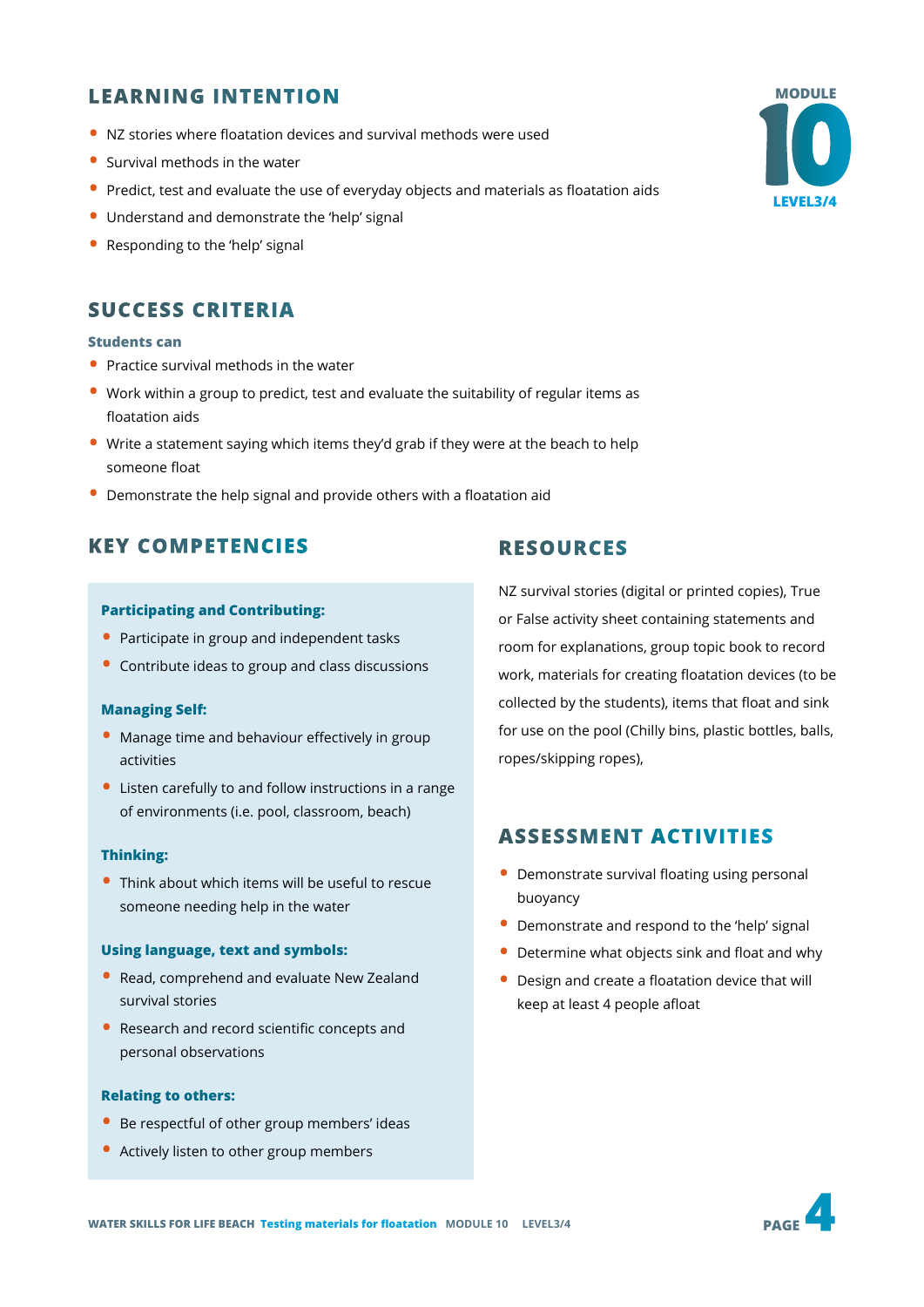## LEARNING INTENTION

- NZ stories where floatation devices and survival methods were used
- Survival methods in the water
- Predict, test and evaluate the use of everyday objects and materials as floatation aids
- Understand and demonstrate the 'help' signal
- Responding to the 'help' signal

MODULE 10 LEVEL3/4

## SUCCESS CRITERIA

**Students can**

- Practice survival methods in the water
- Work within a group to predict, test and evaluate the suitability of regular items as floatation aids
- Write a statement saying which items they'd grab if they were at the beach to help someone float
- Demonstrate the help signal and provide others with a floatation aid

## KEY COMPETENCIES

**Participating and Contributing:**

- Participate in group and independent tasks
- Contribute ideas to group and class discussions

**Managing Self:**

- Manage time and behaviour effectively in group activities
- Listen carefully to and follow instructions in a range of environments (i.e. pool, classroom, beach)

**Thinking:**

- Think about which items will be useful to rescue someone needing help in the water

**Using language, text and symbols:**

- Read, comprehend and evaluate New Zealand survival stories
- Research and record scientific concepts and personal observations

**Relating to others:**

- Be respectful of other group members' ideas
- Actively listen to other group members

## RESOURCES

NZ survival stories (digital or printed copies), True or False activity sheet containing statements and room for explanations, group topic book to record work, materials for creating floatation devices (to be collected by the students), items that float and sink for use on the pool (Chilly bins, plastic bottles, balls, ropes/skipping ropes),

## ASSESSMENT ACTIVITIES

- Demonstrate survival floating using personal buoyancy
- Demonstrate and respond to the 'help' signal
- Determine what objects sink and float and why
- Design and create a floatation device that will keep at least 4 people afloat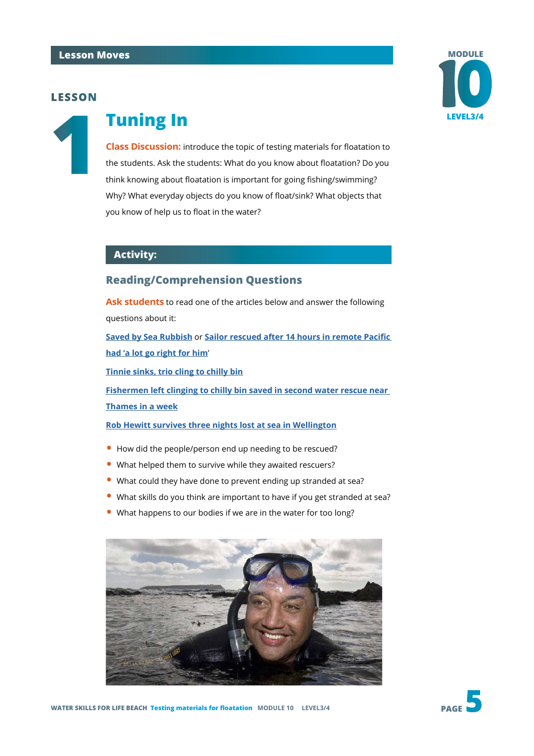## Lesson Moves

### LESSON 1

# Tuning In

**Class Discussion:** introduce the topic of testing materials for floatation to the students. Ask the students: What do you know about floatation? Do you think knowing about floatation is important for going fishing/swimming? Why? What everyday objects do you know of float/sink? What objects that you know of help us to float in the water?

## Activity:

### Reading/Comprehension Questions

**Ask students** to read one of the articles below and answer the following questions about it:

Saved by Sea Rubbish or Sailor rescued after 14 hours in remote Pacific had 'a lot go right for him'

Tinnie sinks, trio cling to chilly bin

Fishermen left clinging to chilly bin saved in second water rescue near Thames in a week

Rob Hewitt survives three nights lost at sea in Wellington

- How did the people/person end up needing to be rescued?
- What helped them to survive while they awaited rescuers?
- What could they have done to prevent ending up stranded at sea?
- What skills do you think are important to have if you get stranded at sea?
- What happens to our bodies if we are in the water for too long?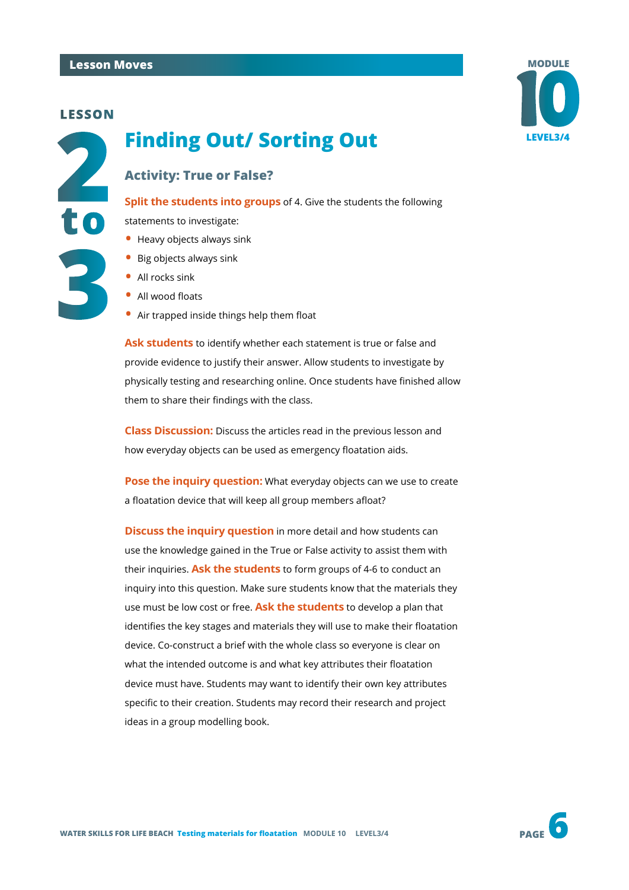Lesson Moves

LESSON 2 to 3

# Finding Out/ Sorting Out

## Activity: True or False?

**Split the students into groups** of 4. Give the students the following statements to investigate:

- Heavy objects always sink
- Big objects always sink
- All rocks sink
- All wood floats
- Air trapped inside things help them float

**Ask students** to identify whether each statement is true or false and provide evidence to justify their answer. Allow students to investigate by physically testing and researching online. Once students have finished allow them to share their findings with the class.

**Class Discussion:** Discuss the articles read in the previous lesson and how everyday objects can be used as emergency floatation aids.

**Pose the inquiry question:** What everyday objects can we use to create a floatation device that will keep all group members afloat?

**Discuss the inquiry question** in more detail and how students can use the knowledge gained in the True or False activity to assist them with their inquiries. **Ask the students** to form groups of 4-6 to conduct an inquiry into this question. Make sure students know that the materials they use must be low cost or free. **Ask the students** to develop a plan that identifies the key stages and materials they will use to make their floatation device. Co-construct a brief with the whole class so everyone is clear on what the intended outcome is and what key attributes their floatation device must have. Students may want to identify their own key attributes specific to their creation. Students may record their research and project ideas in a group modelling book.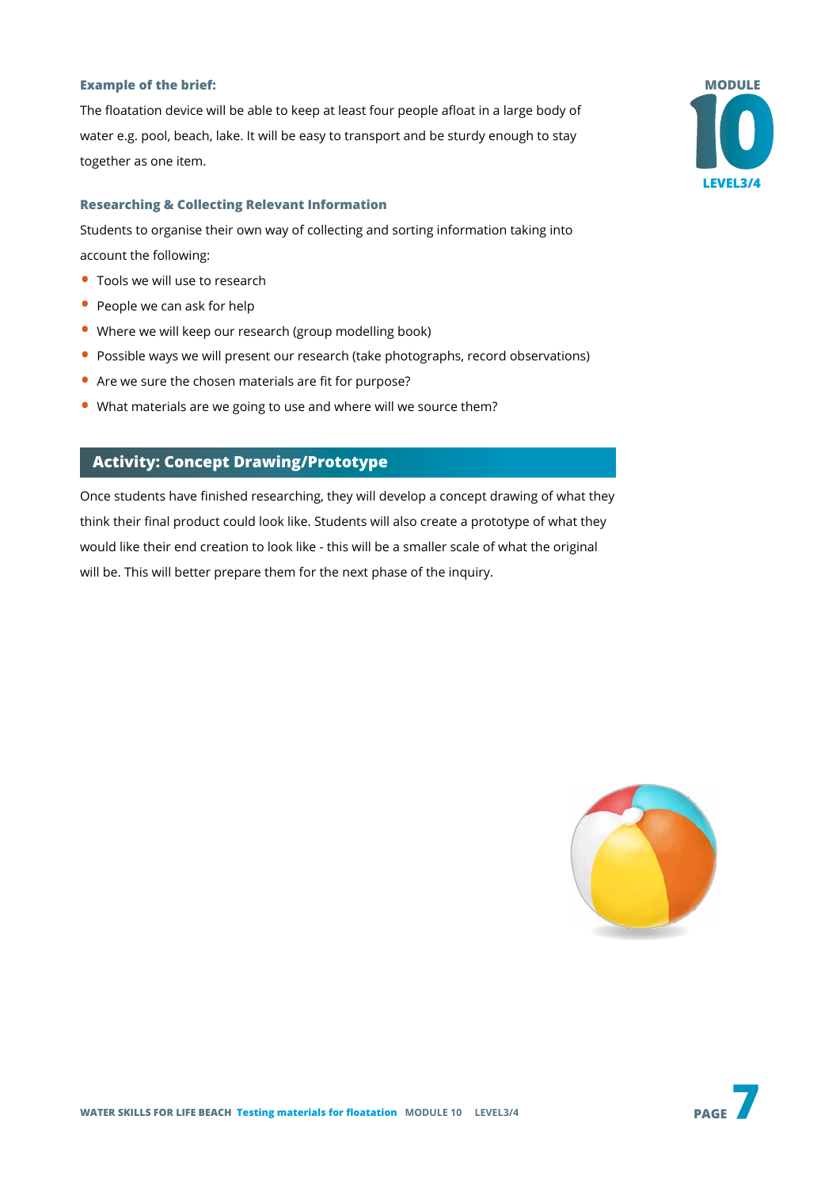**Example of the brief:**

The floatation device will be able to keep at least four people afloat in a large body of water e.g. pool, beach, lake. It will be easy to transport and be sturdy enough to stay together as one item.

**Researching & Collecting Relevant Information**

Students to organise their own way of collecting and sorting information taking into account the following:

- Tools we will use to research
- People we can ask for help
- Where we will keep our research (group modelling book)
- Possible ways we will present our research (take photographs, record observations)
- Are we sure the chosen materials are fit for purpose?
- What materials are we going to use and where will we source them?

## Activity: Concept Drawing/Prototype

Once students have finished researching, they will develop a concept drawing of what they think their final product could look like. Students will also create a prototype of what they would like their end creation to look like - this will be a smaller scale of what the original will be. This will better prepare them for the next phase of the inquiry.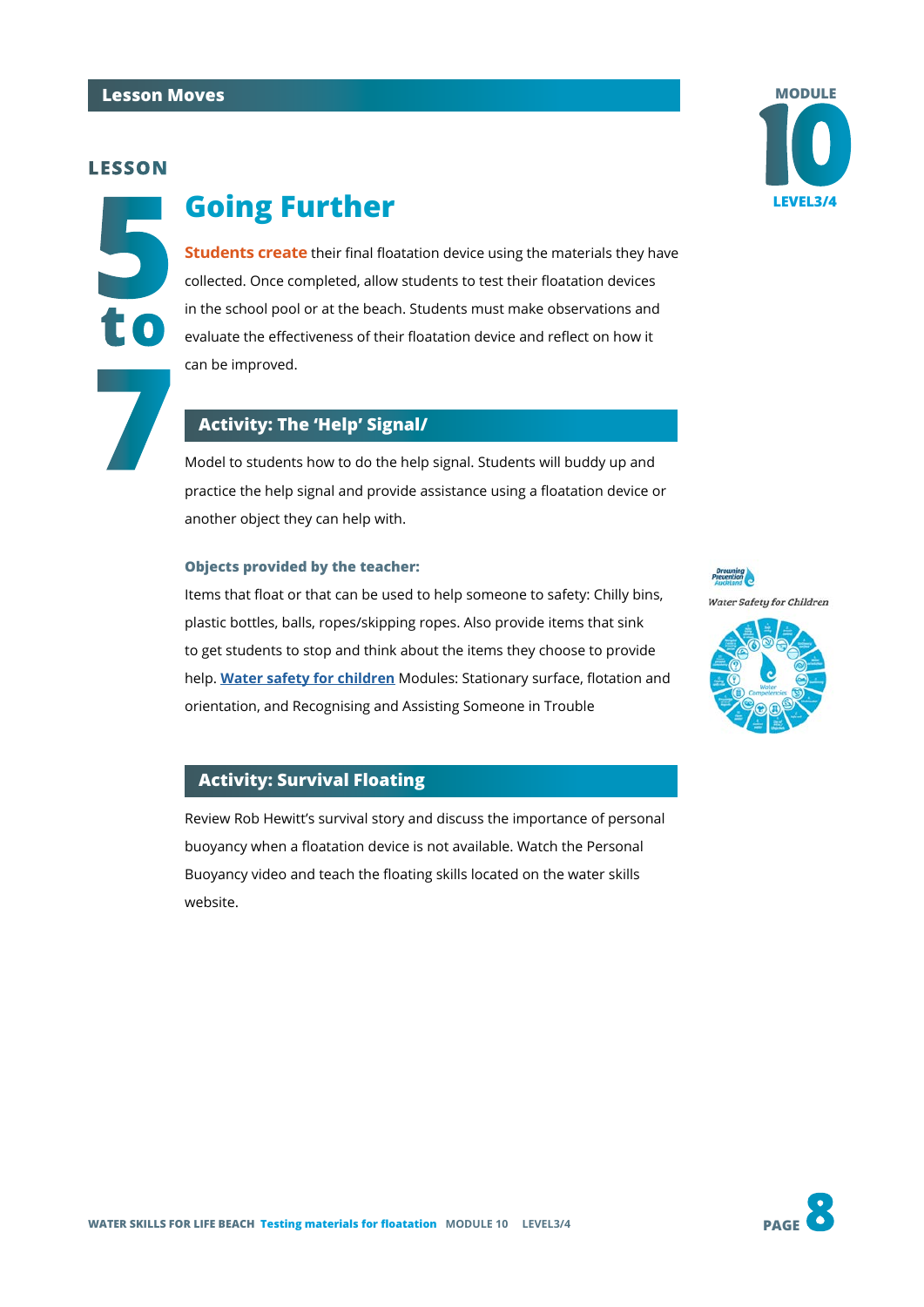## Lesson Moves

**LESSON 5 to 7**

# Going Further

**Students create** their final floatation device using the materials they have collected. Once completed, allow students to test their floatation devices in the school pool or at the beach. Students must make observations and evaluate the effectiveness of their floatation device and reflect on how it can be improved.

## Activity: The 'Help' Signal/

Model to students how to do the help signal. Students will buddy up and practice the help signal and provide assistance using a floatation device or another object they can help with.

**Objects provided by the teacher:**

Items that float or that can be used to help someone to safety: Chilly bins, plastic bottles, balls, ropes/skipping ropes. Also provide items that sink to get students to stop and think about the items they choose to provide help. **Water safety for children** Modules: Stationary surface, flotation and orientation, and Recognising and Assisting Someone in Trouble

## Activity: Survival Floating

Review Rob Hewitt's survival story and discuss the importance of personal buoyancy when a floatation device is not available. Watch the Personal Buoyancy video and teach the floating skills located on the water skills website.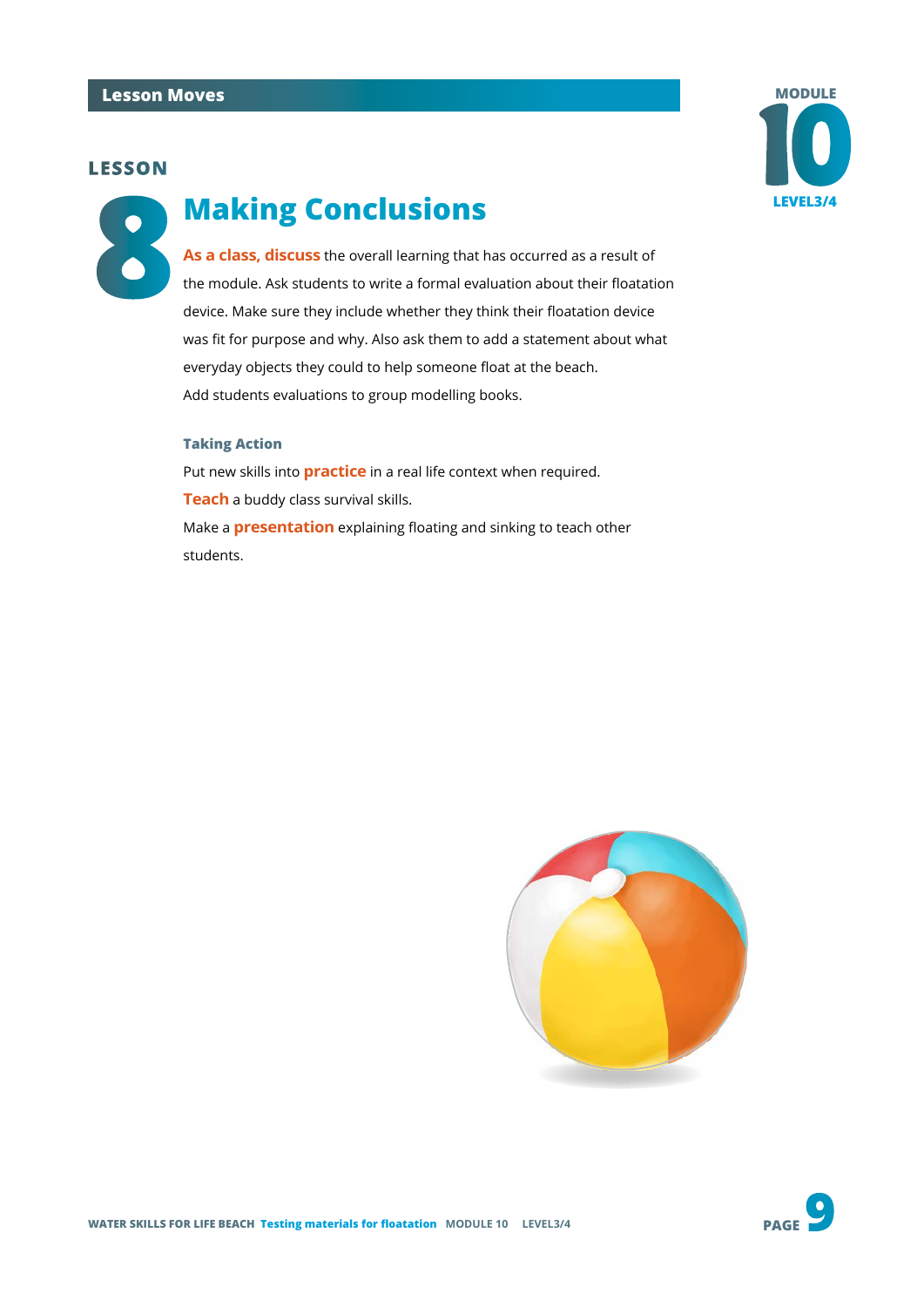Lesson Moves

MODULE 10 LEVEL3/4

LESSON 8

# Making Conclusions

**As a class, discuss** the overall learning that has occurred as a result of the module. Ask students to write a formal evaluation about their floatation device. Make sure they include whether they think their floatation device was fit for purpose and why. Also ask them to add a statement about what everyday objects they could to help someone float at the beach.

Add students evaluations to group modelling books.

### Taking Action

Put new skills into **practice** in a real life context when required.

**Teach** a buddy class survival skills.

Make a **presentation** explaining floating and sinking to teach other students.